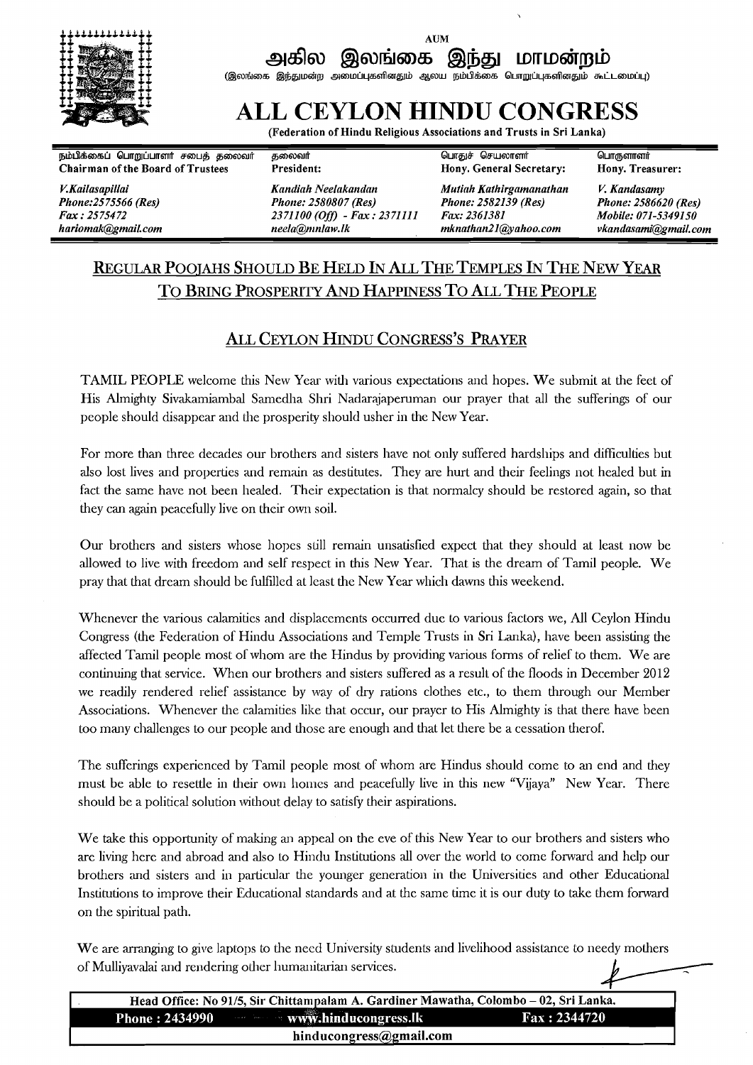AUM

# அகில இலங்கை இந்து மாமன்றம்

(இலங்கை இந்துமன்ற அமைப்புகளினதும் ஆலய நம்பிக்கை பொறுப்புகளினதும் கூட்டமைப்பு)

# ALL CEYLON HINDU CONGRESS

**(Federation of Hindu Religious Associations and Trusts in Sri Lanka)**

| நம்பிக்கைப் பொறுப்பாளர் சபைத் தலைவர் **Chairman of the Board of Trustees** | தலைவர் **President:** | பொதுச் செயலாளர் **Hony. General Secretary:** | பொருளாளர் **Hony. Treasurer:** |
|---|---|---|---|
| *V.Kailasapillai* | *Kandiah Neelakandan* | *Mutiah Kathirgamanathan* | *V. Kandasamy* |
| *Phone:2575566 (Res)* | *Phone: 2580807 (Res)* | *Phone: 2582139 (Res)* | *Phone: 2586620 (Res)* |
| *Fax : 2575472* | *2371100 (Off) - Fax : 2371111* | *Fax: 2361381* | *Mobile: 071-5349150* |
| *hariomak@gmail.com* | *neela@mnlaw.lk* | *mknathan21@yahoo.com* | *vkandasami@gmail.com* |

## REGULAR POOJAHS SHOULD BE HELD IN ALL THE TEMPLES IN THE NEW YEAR TO BRING PROSPERITY AND HAPPINESS TO ALL THE PEOPLE

## ALL CEYLON HINDU CONGRESS'S PRAYER

TAMIL PEOPLE welcome this New Year with various expectations and hopes. We submit at the feet of His Almighty Sivakamiambal Samedha Shri Nadarajaperuman our prayer that all the sufferings of our people should disappear and the prosperity should usher in the New Year.

For more than three decades our brothers and sisters have not only suffered hardships and difficulties but also lost lives and properties and remain as destitutes. They are hurt and their feelings not healed but in fact the same have not been healed. Their expectation is that normalcy should be restored again, so that they can again peacefully live on their own soil.

Our brothers and sisters whose hopes still remain unsatisfied expect that they should at least now be allowed to live with freedom and self respect in this New Year. That is the dream of Tamil people. We pray that that dream should be fulfilled at least the New Year which dawns this weekend.

Whenever the various calamities and displacements occurred due to various factors we, All Ceylon Hindu Congress (the Federation of Hindu Associations and Temple Trusts in Sri Lanka), have been assisting the affected Tamil people most of whom are the Hindus by providing various forms of relief to them. We are continuing that service. When our brothers and sisters suffered as a result of the floods in December 2012 we readily rendered relief assistance by way of dry rations clothes etc., to them through our Member Associations. Whenever the calamities like that occur, our prayer to His Almighty is that there have been too many challenges to our people and those are enough and that let there be a cessation therof.

The sufferings experienced by Tamil people most of whom are Hindus should come to an end and they must be able to resettle in their own homes and peacefully live in this new "Vijaya" New Year. There should be a political solution without delay to satisfy their aspirations.

We take this opportunity of making an appeal on the eve of this New Year to our brothers and sisters who are living here and abroad and also to Hindu Institutions all over the world to come forward and help our brothers and sisters and in particular the younger generation in the Universities and other Educational Institutions to improve their Educational standards and at the same time it is our duty to take them forward on the spiritual path.

We are arranging to give laptops to the need University students and livelihood assistance to needy mothers of Mulliyavalai and rendering other humanitarian services.

**Head Office: No 91/5, Sir Chittampalam A. Gardiner Mawatha, Colombo – 02, Sri Lanka.**
**Phone : 2434990 www.hinducongress.lk Fax : 2344720**
**hinducongress@gmail.com**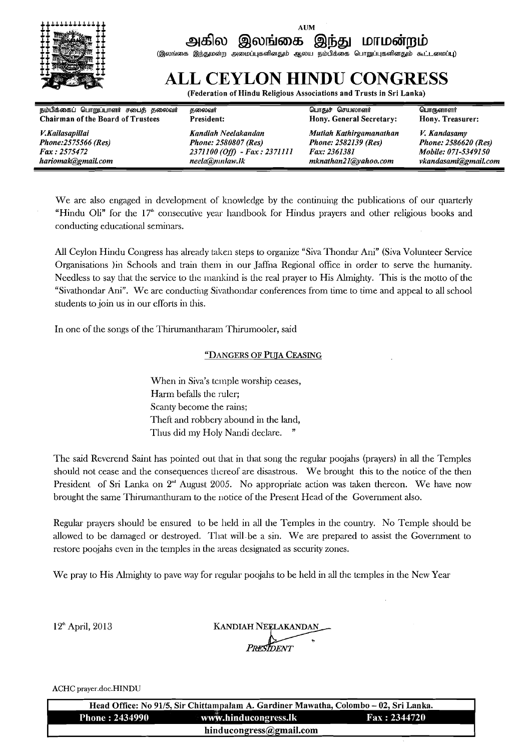AUM

# அகில இலங்கை இந்து மாமன்றம்

(இலங்கை இந்துமன்ற அமைப்புகளினதும் ஆலய நம்பிக்கை பொறுப்புகளினதும் கூட்டமைப்பு)

# ALL CEYLON HINDU CONGRESS

**(Federation of Hindu Religious Associations and Trusts in Sri Lanka)**

| நம்பிக்கைப் பொறுப்பாளர் சபைத் தலைவர் **Chairman of the Board of Trustees** | தலைவர் **President:** | பொதுச் செயலாளர் **Hony. General Secretary:** | பொருளாளர் **Hony. Treasurer:** |
|---|---|---|---|
| *V.Kailasapillai* | *Kandiah Neelakandan* | *Mutiah Kathirgamanathan* | *V. Kandasamy* |
| *Phone:2575566 (Res)* | *Phone: 2580807 (Res)* | *Phone: 2582139 (Res)* | *Phone: 2586620 (Res)* |
| *Fax : 2575472* | *2371100 (Off) - Fax : 2371111* | *Fax: 2361381* | *Mobile: 071-5349150* |
| *hariomak@gmail.com* | *neela@mnlaw.lk* | *mknathan21@yahoo.com* | *vkandasami@gmail.com* |

We are also engaged in development of knowledge by the continuing the publications of our quarterly "Hindu Oli" for the 17th consecutive year handbook for Hindus prayers and other religious books and conducting educational seminars.

All Ceylon Hindu Congress has already taken steps to organize "Siva Thondar Ani" (Siva Volunteer Service Organisations )in Schools and train them in our Jaffna Regional office in order to serve the humanity. Needless to say that the service to the mankind is the real prayer to His Almighty. This is the motto of the "Sivathondar Ani". We are conducting Sivathondar conferences from time to time and appeal to all school students to join us in our efforts in this.

In one of the songs of the Thirumantharam Thirumooler, said

"DANGERS OF PUJA CEASING

When in Siva's temple worship ceases,
Harm befalls the ruler;
Scanty become the rains;
Theft and robbery abound in the land,
Thus did my Holy Nandi declare. "

The said Reverend Saint has pointed out that in that song the regular poojahs (prayers) in all the Temples should not cease and the consequences thereof are disastrous. We brought this to the notice of the then President of Sri Lanka on 2nd August 2005. No appropriate action was taken thereon. We have now brought the same Thirumanthuram to the notice of the Present Head of the Government also.

Regular prayers should be ensured to be held in all the Temples in the country. No Temple should be allowed to be damaged or destroyed. That will be a sin. We are prepared to assist the Government to restore poojahs even in the temples in the areas designated as security zones.

We pray to His Almighty to pave way for regular poojahs to be held in all the temples in the New Year

12th April, 2013

KANDIAH NEELAKANDAN
*PRESIDENT*

ACHC prayer.doc.HINDU

Head Office: No 91/5, Sir Chittampalam A. Gardiner Mawatha, Colombo – 02, Sri Lanka.
Phone : 2434990 | www.hinducongress.lk | Fax : 2344720
hinducongress@gmail.com